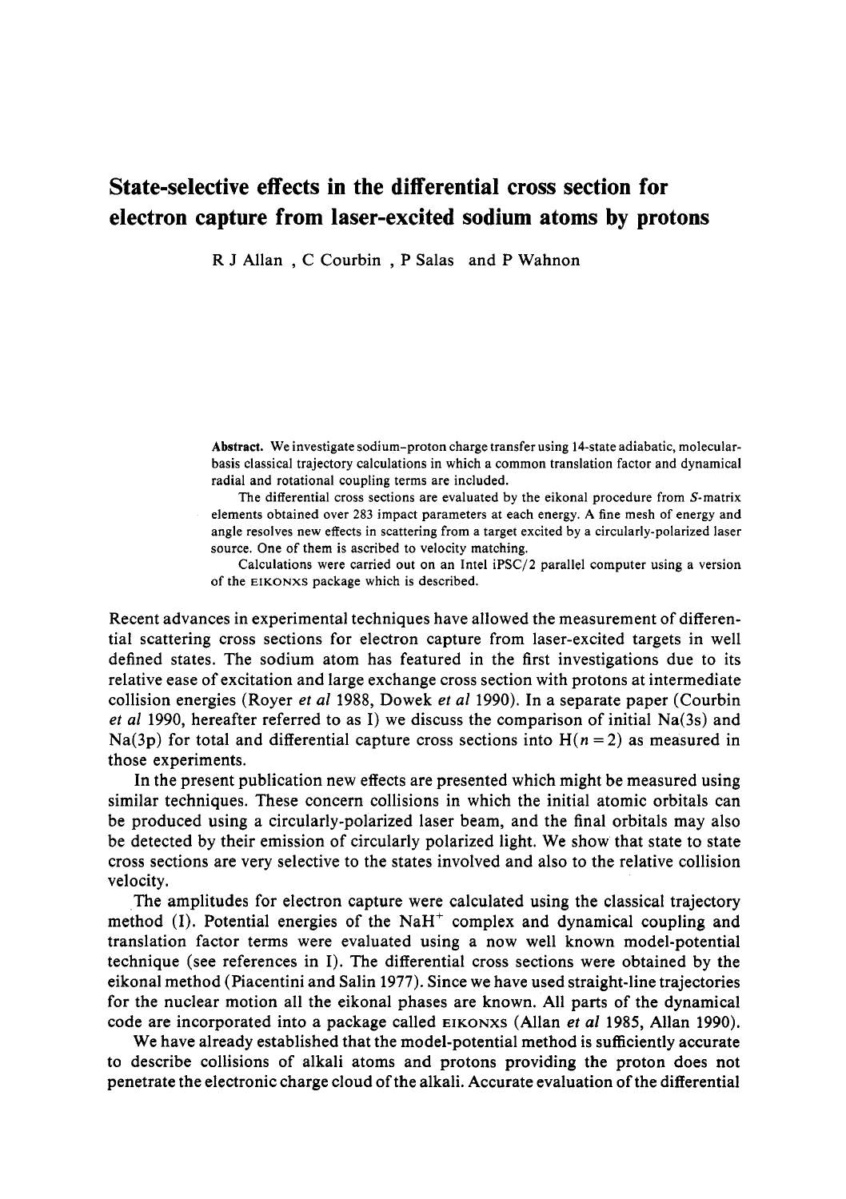# State-selective effects in the differential cross section for electron capture from laser-excited sodium atoms by protons

R J Allan , C Courbin , P Salas and P Wahnon

**Abstract.** We investigate sodium–proton charge transfer using 14-state adiabatic, molecular-basis classical trajectory calculations in which a common translation factor and dynamical radial and rotational coupling terms are included.

The differential cross sections are evaluated by the eikonal procedure from $S$-matrix elements obtained over 283 impact parameters at each energy. A fine mesh of energy and angle resolves new effects in scattering from a target excited by a circularly-polarized laser source. One of them is ascribed to velocity matching.

Calculations were carried out on an Intel iPSC/2 parallel computer using a version of the EIKONXS package which is described.

Recent advances in experimental techniques have allowed the measurement of differential scattering cross sections for electron capture from laser-excited targets in well defined states. The sodium atom has featured in the first investigations due to its relative ease of excitation and large exchange cross section with protons at intermediate collision energies (Royer *et al* 1988, Dowek *et al* 1990). In a separate paper (Courbin *et al* 1990, hereafter referred to as I) we discuss the comparison of initial Na(3s) and Na(3p) for total and differential capture cross sections into H($n=2$) as measured in those experiments.

In the present publication new effects are presented which might be measured using similar techniques. These concern collisions in which the initial atomic orbitals can be produced using a circularly-polarized laser beam, and the final orbitals may also be detected by their emission of circularly polarized light. We show that state to state cross sections are very selective to the states involved and also to the relative collision velocity.

The amplitudes for electron capture were calculated using the classical trajectory method (I). Potential energies of the $NaH^+$ complex and dynamical coupling and translation factor terms were evaluated using a now well known model-potential technique (see references in I). The differential cross sections were obtained by the eikonal method (Piacentini and Salin 1977). Since we have used straight-line trajectories for the nuclear motion all the eikonal phases are known. All parts of the dynamical code are incorporated into a package called EIKONXS (Allan *et al* 1985, Allan 1990).

We have already established that the model-potential method is sufficiently accurate to describe collisions of alkali atoms and protons providing the proton does not penetrate the electronic charge cloud of the alkali. Accurate evaluation of the differential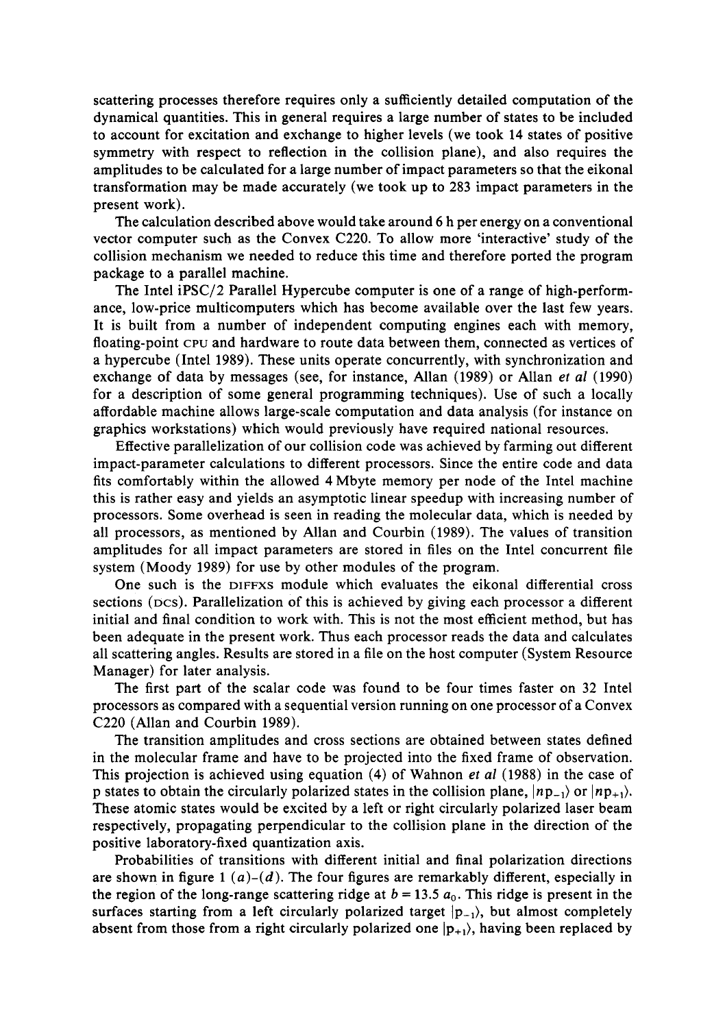scattering processes therefore requires only a sufficiently detailed computation of the dynamical quantities. This in general requires a large number of states to be included to account for excitation and exchange to higher levels (we took 14 states of positive symmetry with respect to reflection in the collision plane), and also requires the amplitudes to be calculated for a large number of impact parameters so that the eikonal transformation may be made accurately (we took up to 283 impact parameters in the present work).

The calculation described above would take around 6 h per energy on a conventional vector computer such as the Convex C220. To allow more 'interactive' study of the collision mechanism we needed to reduce this time and therefore ported the program package to a parallel machine.

The Intel iPSC/2 Parallel Hypercube computer is one of a range of high-performance, low-price multicomputers which has become available over the last few years. It is built from a number of independent computing engines each with memory, floating-point CPU and hardware to route data between them, connected as vertices of a hypercube (Intel 1989). These units operate concurrently, with synchronization and exchange of data by messages (see, for instance, Allan (1989) or Allan *et al* (1990) for a description of some general programming techniques). Use of such a locally affordable machine allows large-scale computation and data analysis (for instance on graphics workstations) which would previously have required national resources.

Effective parallelization of our collision code was achieved by farming out different impact-parameter calculations to different processors. Since the entire code and data fits comfortably within the allowed 4 Mbyte memory per node of the Intel machine this is rather easy and yields an asymptotic linear speedup with increasing number of processors. Some overhead is seen in reading the molecular data, which is needed by all processors, as mentioned by Allan and Courbin (1989). The values of transition amplitudes for all impact parameters are stored in files on the Intel concurrent file system (Moody 1989) for use by other modules of the program.

One such is the DIFFXS module which evaluates the eikonal differential cross sections (DCS). Parallelization of this is achieved by giving each processor a different initial and final condition to work with. This is not the most efficient method, but has been adequate in the present work. Thus each processor reads the data and calculates all scattering angles. Results are stored in a file on the host computer (System Resource Manager) for later analysis.

The first part of the scalar code was found to be four times faster on 32 Intel processors as compared with a sequential version running on one processor of a Convex C220 (Allan and Courbin 1989).

The transition amplitudes and cross sections are obtained between states defined in the molecular frame and have to be projected into the fixed frame of observation. This projection is achieved using equation (4) of Wahnon *et al* (1988) in the case of p states to obtain the circularly polarized states in the collision plane, $|np_{-1}\rangle$ or $|np_{+1}\rangle$. These atomic states would be excited by a left or right circularly polarized laser beam respectively, propagating perpendicular to the collision plane in the direction of the positive laboratory-fixed quantization axis.

Probabilities of transitions with different initial and final polarization directions are shown in figure 1 (*a*)–(*d*). The four figures are remarkably different, especially in the region of the long-range scattering ridge at $b = 13.5\ a_0$. This ridge is present in the surfaces starting from a left circularly polarized target $|p_{-1}\rangle$, but almost completely absent from those from a right circularly polarized one $|p_{+1}\rangle$, having been replaced by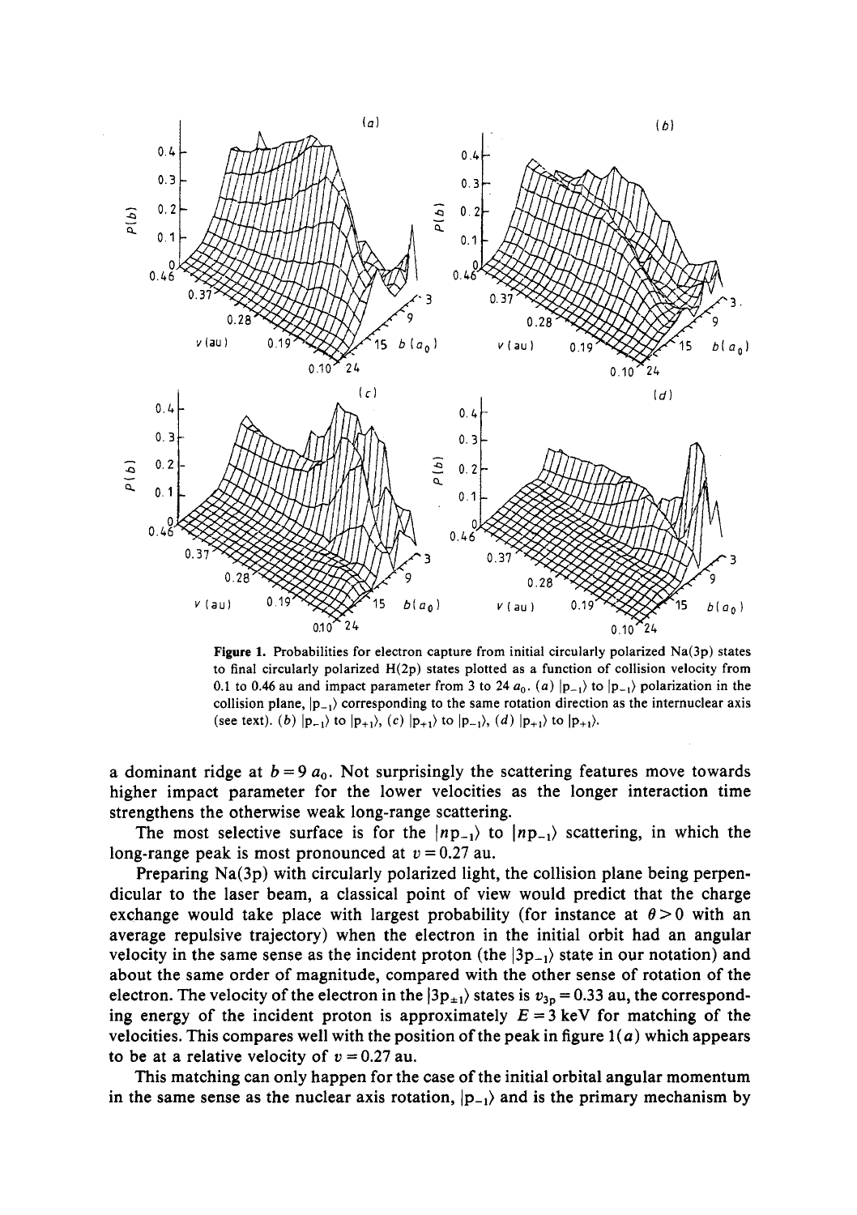**Figure 1.** Probabilities for electron capture from initial circularly polarized Na(3p) states to final circularly polarized H(2p) states plotted as a function of collision velocity from 0.1 to 0.46 au and impact parameter from 3 to 24 $a_0$. (*a*) $|p_{-1}\rangle$ to $|p_{-1}\rangle$ polarization in the collision plane, $|p_{-1}\rangle$ corresponding to the same rotation direction as the internuclear axis (see text). (*b*) $|p_{-1}\rangle$ to $|p_{+1}\rangle$, (*c*) $|p_{+1}\rangle$ to $|p_{-1}\rangle$, (*d*) $|p_{+1}\rangle$ to $|p_{+1}\rangle$.

a dominant ridge at $b = 9\ a_0$. Not surprisingly the scattering features move towards higher impact parameter for the lower velocities as the longer interaction time strengthens the otherwise weak long-range scattering.

The most selective surface is for the $|np_{-1}\rangle$ to $|np_{-1}\rangle$ scattering, in which the long-range peak is most pronounced at $v = 0.27$ au.

Preparing Na(3p) with circularly polarized light, the collision plane being perpendicular to the laser beam, a classical point of view would predict that the charge exchange would take place with largest probability (for instance at $\theta > 0$ with an average repulsive trajectory) when the electron in the initial orbit had an angular velocity in the same sense as the incident proton (the $|3p_{-1}\rangle$ state in our notation) and about the same order of magnitude, compared with the other sense of rotation of the electron. The velocity of the electron in the $|3p_{\pm 1}\rangle$ states is $v_{3p} = 0.33$ au, the corresponding energy of the incident proton is approximately $E = 3$ keV for matching of the velocities. This compares well with the position of the peak in figure 1(*a*) which appears to be at a relative velocity of $v = 0.27$ au.

This matching can only happen for the case of the initial orbital angular momentum in the same sense as the nuclear axis rotation, $|p_{-1}\rangle$ and is the primary mechanism by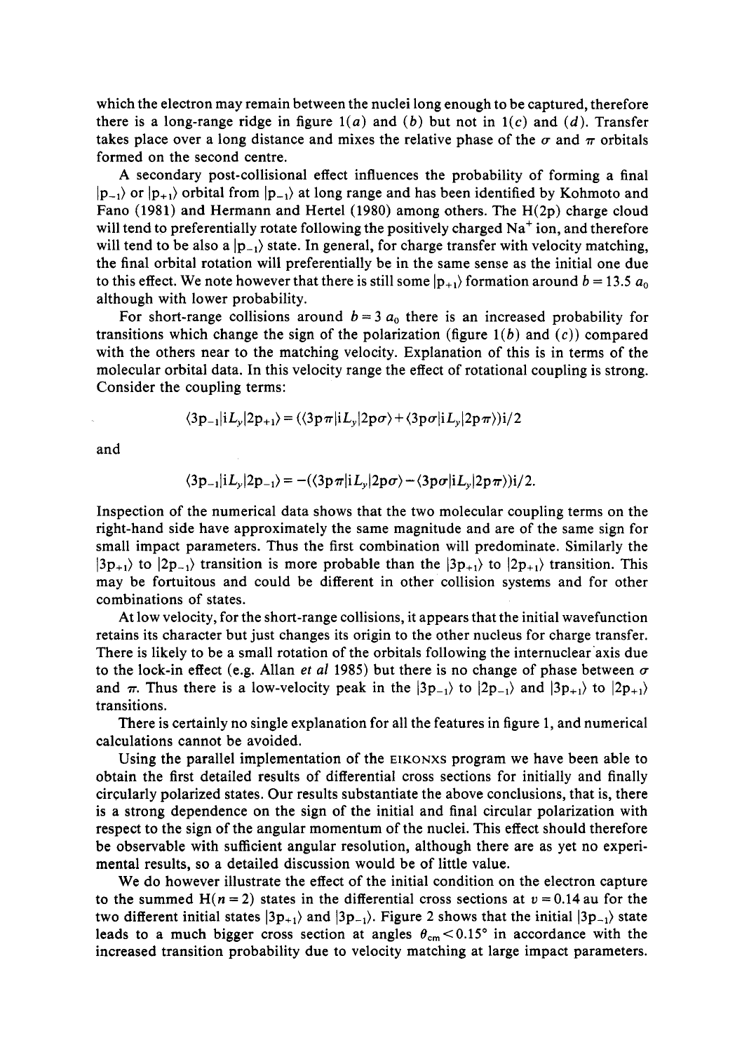which the electron may remain between the nuclei long enough to be captured, therefore there is a long-range ridge in figure 1(*a*) and (*b*) but not in 1(*c*) and (*d*). Transfer takes place over a long distance and mixes the relative phase of the $\sigma$ and $\pi$ orbitals formed on the second centre.

A secondary post-collisional effect influences the probability of forming a final $|p_{-1}\rangle$ or $|p_{+1}\rangle$ orbital from $|p_{-1}\rangle$ at long range and has been identified by Kohmoto and Fano (1981) and Hermann and Hertel (1980) among others. The H(2p) charge cloud will tend to preferentially rotate following the positively charged $Na^+$ ion, and therefore will tend to be also a $|p_{-1}\rangle$ state. In general, for charge transfer with velocity matching, the final orbital rotation will preferentially be in the same sense as the initial one due to this effect. We note however that there is still some $|p_{+1}\rangle$ formation around $b = 13.5\ a_0$ although with lower probability.

For short-range collisions around $b = 3\ a_0$ there is an increased probability for transitions which change the sign of the polarization (figure 1(*b*) and (*c*)) compared with the others near to the matching velocity. Explanation of this is in terms of the molecular orbital data. In this velocity range the effect of rotational coupling is strong. Consider the coupling terms:

$$\langle 3p_{-1}|iL_y|2p_{+1}\rangle = (\langle 3p\pi|iL_y|2p\sigma\rangle + \langle 3p\sigma|iL_y|2p\pi\rangle)i/2$$

and

$$\langle 3p_{-1}|iL_y|2p_{-1}\rangle = -(\langle 3p\pi|iL_y|2p\sigma\rangle - \langle 3p\sigma|iL_y|2p\pi\rangle)i/2.$$

Inspection of the numerical data shows that the two molecular coupling terms on the right-hand side have approximately the same magnitude and are of the same sign for small impact parameters. Thus the first combination will predominate. Similarly the $|3p_{+1}\rangle$ to $|2p_{-1}\rangle$ transition is more probable than the $|3p_{+1}\rangle$ to $|2p_{+1}\rangle$ transition. This may be fortuitous and could be different in other collision systems and for other combinations of states.

At low velocity, for the short-range collisions, it appears that the initial wavefunction retains its character but just changes its origin to the other nucleus for charge transfer. There is likely to be a small rotation of the orbitals following the internuclear axis due to the lock-in effect (e.g. Allan *et al* 1985) but there is no change of phase between $\sigma$ and $\pi$. Thus there is a low-velocity peak in the $|3p_{-1}\rangle$ to $|2p_{-1}\rangle$ and $|3p_{+1}\rangle$ to $|2p_{+1}\rangle$ transitions.

There is certainly no single explanation for all the features in figure 1, and numerical calculations cannot be avoided.

Using the parallel implementation of the EIKONXS program we have been able to obtain the first detailed results of differential cross sections for initially and finally circularly polarized states. Our results substantiate the above conclusions, that is, there is a strong dependence on the sign of the initial and final circular polarization with respect to the sign of the angular momentum of the nuclei. This effect should therefore be observable with sufficient angular resolution, although there are as yet no experimental results, so a detailed discussion would be of little value.

We do however illustrate the effect of the initial condition on the electron capture to the summed H($n = 2$) states in the differential cross sections at $v = 0.14$ au for the two different initial states $|3p_{+1}\rangle$ and $|3p_{-1}\rangle$. Figure 2 shows that the initial $|3p_{-1}\rangle$ state leads to a much bigger cross section at angles $\theta_{cm} < 0.15°$ in accordance with the increased transition probability due to velocity matching at large impact parameters.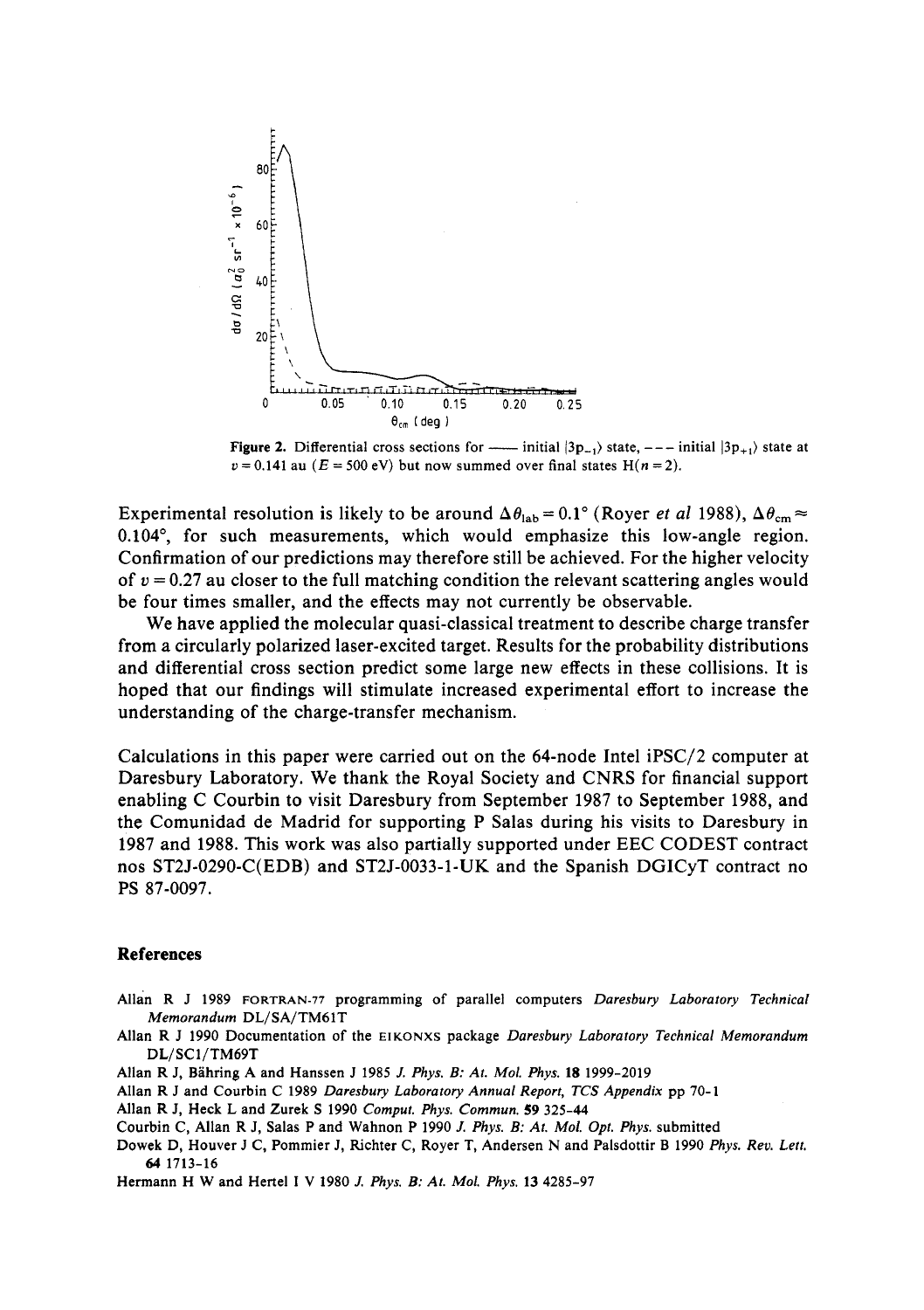**Figure 2.** Differential cross sections for —— initial $|3p_{-1}\rangle$ state, - - - initial $|3p_{+1}\rangle$ state at $v = 0.141$ au ($E = 500$ eV) but now summed over final states H($n = 2$).

Experimental resolution is likely to be around $\Delta\theta_{lab} = 0.1°$ (Royer *et al* 1988), $\Delta\theta_{cm} \approx 0.104°$, for such measurements, which would emphasize this low-angle region. Confirmation of our predictions may therefore still be achieved. For the higher velocity of $v = 0.27$ au closer to the full matching condition the relevant scattering angles would be four times smaller, and the effects may not currently be observable.

We have applied the molecular quasi-classical treatment to describe charge transfer from a circularly polarized laser-excited target. Results for the probability distributions and differential cross section predict some large new effects in these collisions. It is hoped that our findings will stimulate increased experimental effort to increase the understanding of the charge-transfer mechanism.

Calculations in this paper were carried out on the 64-node Intel iPSC/2 computer at Daresbury Laboratory. We thank the Royal Society and CNRS for financial support enabling C Courbin to visit Daresbury from September 1987 to September 1988, and the Comunidad de Madrid for supporting P Salas during his visits to Daresbury in 1987 and 1988. This work was also partially supported under EEC CODEST contract nos ST2J-0290-C(EDB) and ST2J-0033-1-UK and the Spanish DGICyT contract no PS 87-0097.

## References

Allan R J 1989 FORTRAN-77 programming of parallel computers *Daresbury Laboratory Technical Memorandum* DL/SA/TM61T

Allan R J 1990 Documentation of the EIKONXS package *Daresbury Laboratory Technical Memorandum* DL/SCI/TM69T

Allan R J, Bähring A and Hanssen J 1985 *J. Phys. B: At. Mol. Phys.* **18** 1999–2019

Allan R J and Courbin C 1989 *Daresbury Laboratory Annual Report, TCS Appendix* pp 70–1

Allan R J, Heck L and Zurek S 1990 *Comput. Phys. Commun.* **59** 325–44

Courbin C, Allan R J, Salas P and Wahnon P 1990 *J. Phys. B: At. Mol. Opt. Phys.* submitted

Dowek D, Houver J C, Pommier J, Richter C, Royer T, Andersen N and Palsdottir B 1990 *Phys. Rev. Lett.* **64** 1713–16

Hermann H W and Hertel I V 1980 *J. Phys. B: At. Mol. Phys.* **13** 4285–97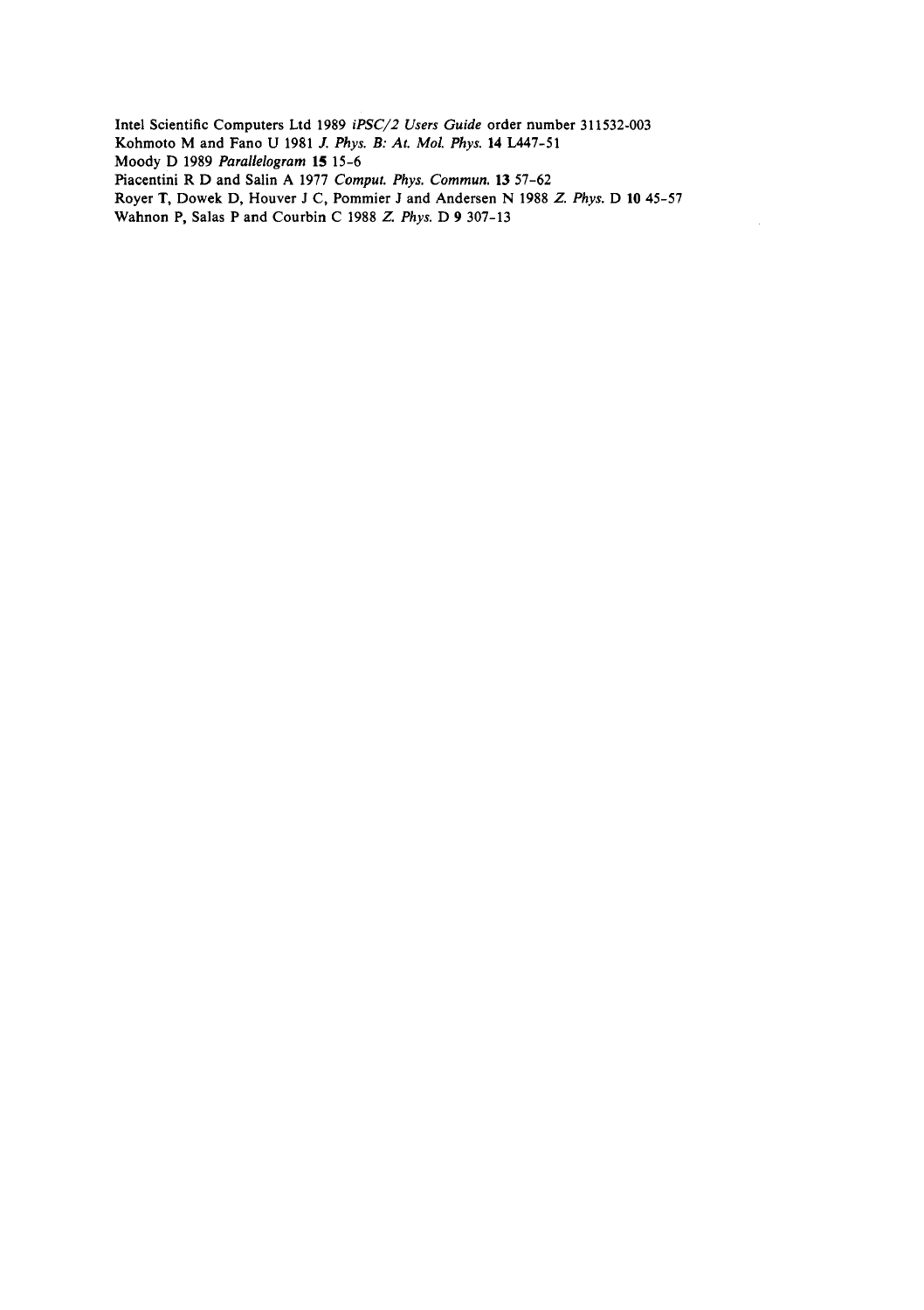Intel Scientific Computers Ltd 1989 *iPSC/2 Users Guide* order number 311532-003
Kohmoto M and Fano U 1981 *J. Phys. B: At. Mol. Phys.* **14** L447–51
Moody D 1989 *Parallelogram* **15** 15–6
Piacentini R D and Salin A 1977 *Comput. Phys. Commun.* **13** 57–62
Royer T, Dowek D, Houver J C, Pommier J and Andersen N 1988 *Z. Phys.* D **10** 45–57
Wahnon P, Salas P and Courbin C 1988 *Z. Phys.* D **9** 307–13